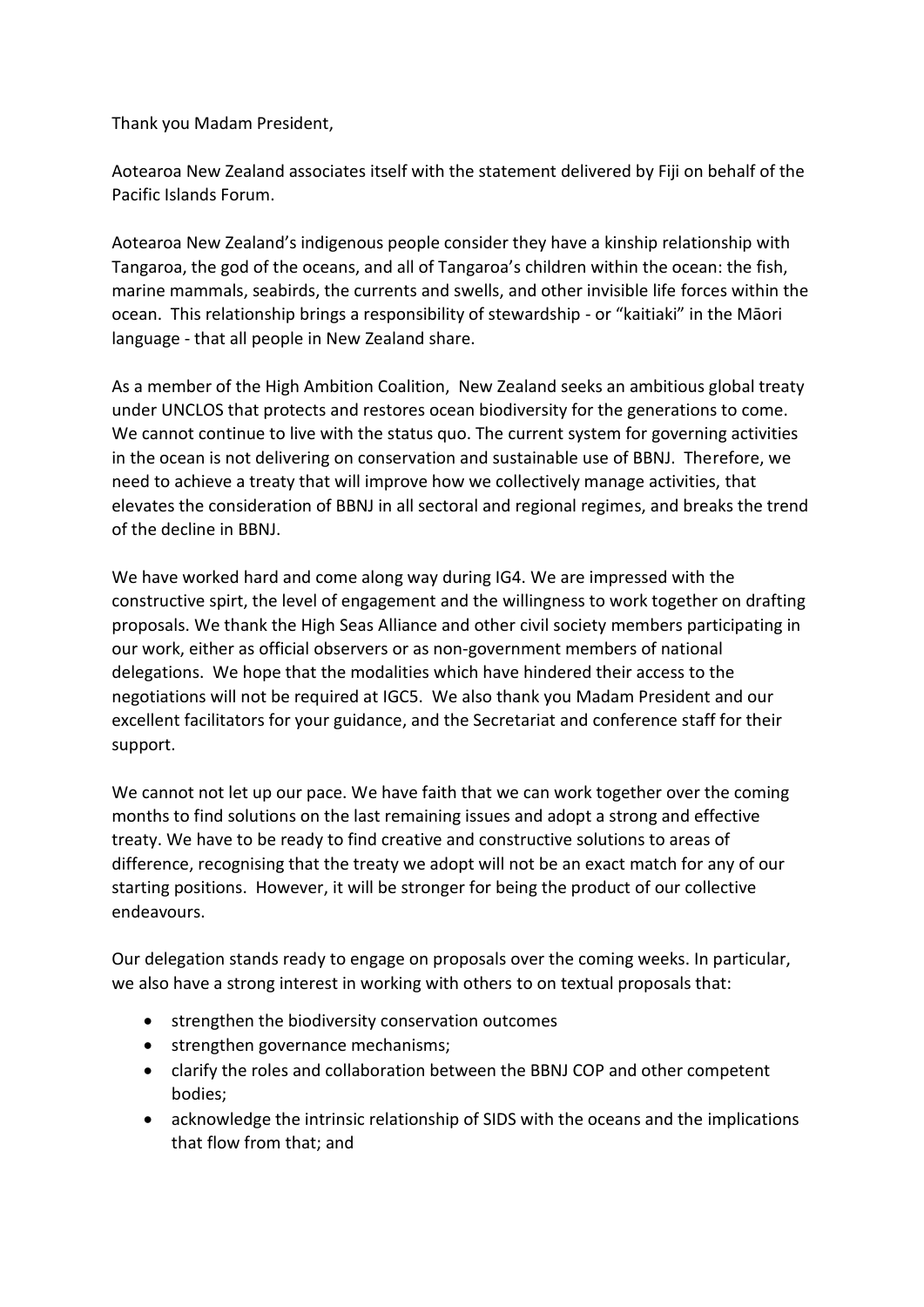Thank you Madam President,

Aotearoa New Zealand associates itself with the statement delivered by Fiji on behalf of the Pacific Islands Forum.

Aotearoa New Zealand's indigenous people consider they have a kinship relationship with Tangaroa, the god of the oceans, and all of Tangaroa's children within the ocean: the fish, marine mammals, seabirds, the currents and swells, and other invisible life forces within the ocean. This relationship brings a responsibility of stewardship - or "kaitiaki" in the Māori language - that all people in New Zealand share.

As a member of the High Ambition Coalition, New Zealand seeks an ambitious global treaty under UNCLOS that protects and restores ocean biodiversity for the generations to come. We cannot continue to live with the status quo. The current system for governing activities in the ocean is not delivering on conservation and sustainable use of BBNJ. Therefore, we need to achieve a treaty that will improve how we collectively manage activities, that elevates the consideration of BBNJ in all sectoral and regional regimes, and breaks the trend of the decline in BBNJ.

We have worked hard and come along way during IG4. We are impressed with the constructive spirt, the level of engagement and the willingness to work together on drafting proposals. We thank the High Seas Alliance and other civil society members participating in our work, either as official observers or as non-government members of national delegations. We hope that the modalities which have hindered their access to the negotiations will not be required at IGC5. We also thank you Madam President and our excellent facilitators for your guidance, and the Secretariat and conference staff for their support.

We cannot not let up our pace. We have faith that we can work together over the coming months to find solutions on the last remaining issues and adopt a strong and effective treaty. We have to be ready to find creative and constructive solutions to areas of difference, recognising that the treaty we adopt will not be an exact match for any of our starting positions. However, it will be stronger for being the product of our collective endeavours.

Our delegation stands ready to engage on proposals over the coming weeks. In particular, we also have a strong interest in working with others to on textual proposals that:

- strengthen the biodiversity conservation outcomes
- strengthen governance mechanisms;
- clarify the roles and collaboration between the BBNJ COP and other competent bodies;
- acknowledge the intrinsic relationship of SIDS with the oceans and the implications that flow from that; and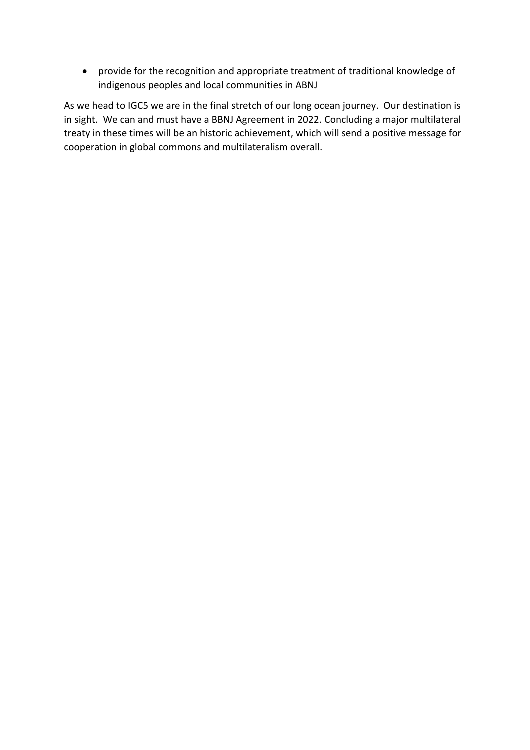- provide for the recognition and appropriate treatment of traditional knowledge of indigenous peoples and local communities in ABNJ

As we head to IGC5 we are in the final stretch of our long ocean journey. Our destination is in sight. We can and must have a BBNJ Agreement in 2022. Concluding a major multilateral treaty in these times will be an historic achievement, which will send a positive message for cooperation in global commons and multilateralism overall.